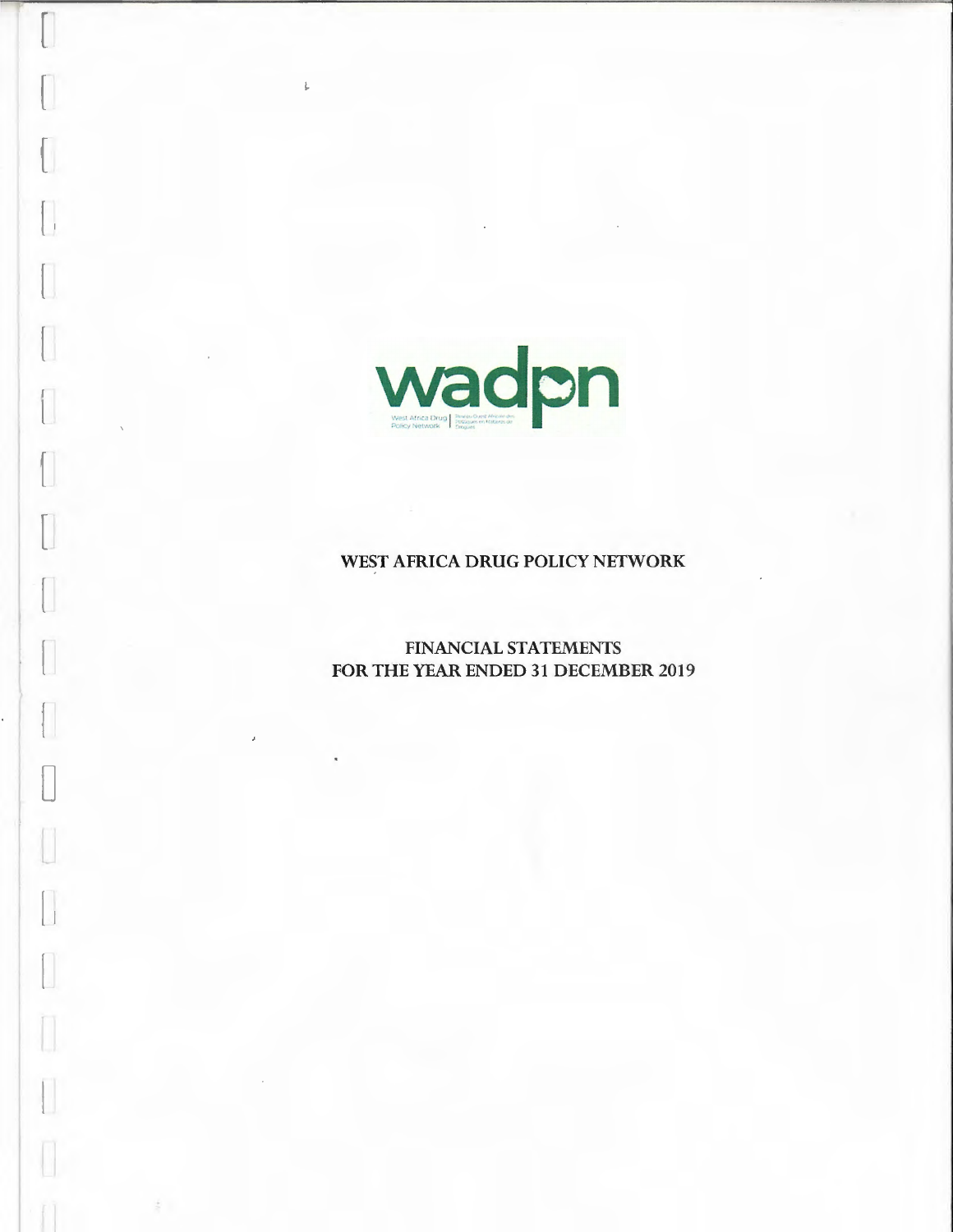wadpn

West Africa Drug Policy Network | Réseau Ouest Africain des Politiques en Matière de Drogues

# WEST AFRICA DRUG POLICY NETWORK

## FINANCIAL STATEMENTS
## FOR THE YEAR ENDED 31 DECEMBER 2019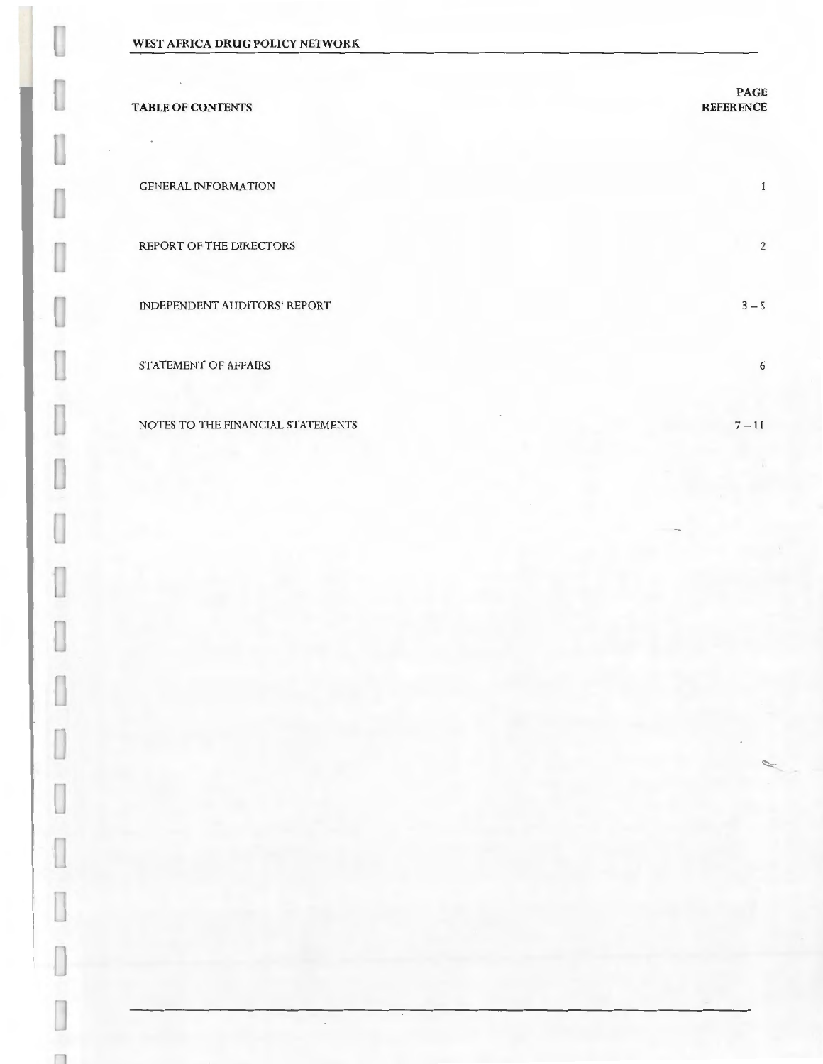# TABLE OF CONTENTS

| TABLE OF CONTENTS | PAGE REFERENCE |
|---|---|
| GENERAL INFORMATION | 1 |
| REPORT OF THE DIRECTORS | 2 |
| INDEPENDENT AUDITORS' REPORT | 3 – 5 |
| STATEMENT OF AFFAIRS | 6 |
| NOTES TO THE FINANCIAL STATEMENTS | 7 – 11 |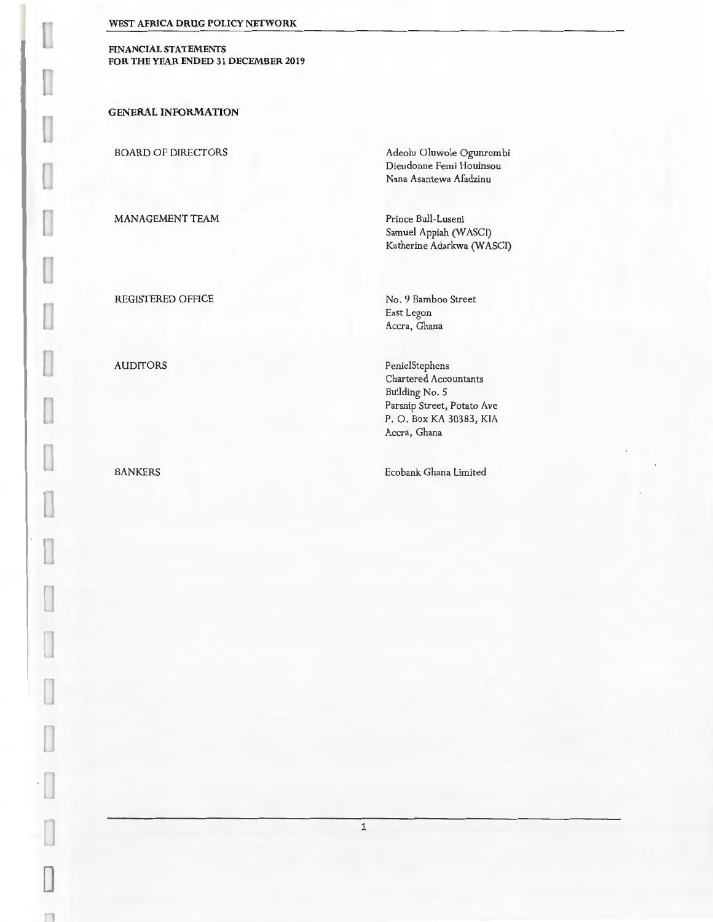**FINANCIAL STATEMENTS**
**FOR THE YEAR ENDED 31 DECEMBER 2019**

## GENERAL INFORMATION

| | |
|---|---|
| BOARD OF DIRECTORS | Adeolu Oluwole Ogunrombi<br>Dieudonne Femi Houinsou<br>Nana Asantewa Afadzinu |
| MANAGEMENT TEAM | Prince Bull-Luseni<br>Samuel Appiah (WASCI)<br>Katherine Adarkwa (WASCI) |
| REGISTERED OFFICE | No. 9 Bamboo Street<br>East Legon<br>Accra, Ghana |
| AUDITORS | PenielStephens<br>Chartered Accountants<br>Building No. 5<br>Parsnip Street, Potato Ave<br>P. O. Box KA 30383, KIA<br>Accra, Ghana |
| BANKERS | Ecobank Ghana Limited |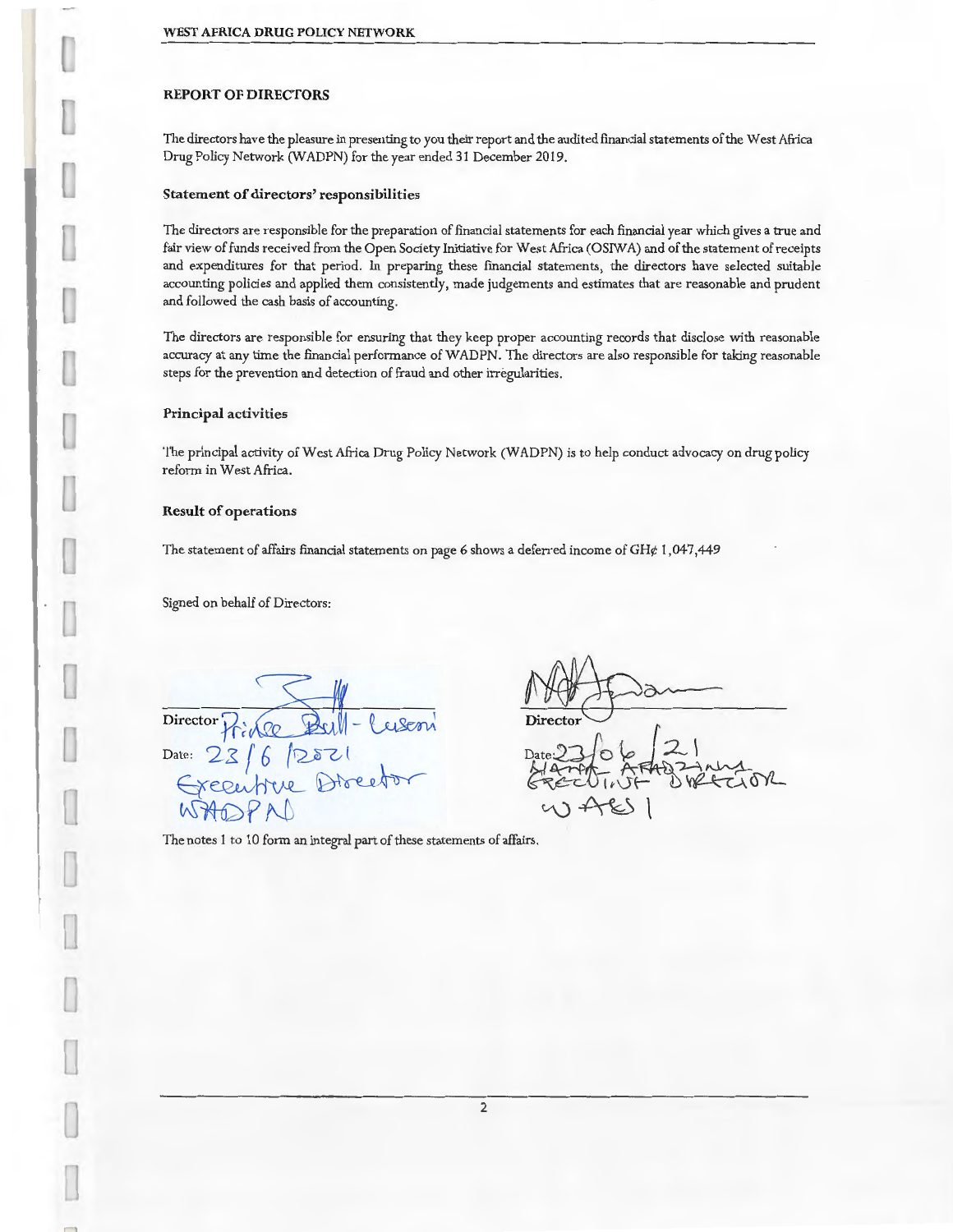## REPORT OF DIRECTORS

The directors have the pleasure in presenting to you their report and the audited financial statements of the West Africa Drug Policy Network (WADPN) for the year ended 31 December 2019.

### Statement of directors' responsibilities

The directors are responsible for the preparation of financial statements for each financial year which gives a true and fair view of funds received from the Open Society Initiative for West Africa (OSIWA) and of the statement of receipts and expenditures for that period. In preparing these financial statements, the directors have selected suitable accounting policies and applied them consistently, made judgements and estimates that are reasonable and prudent and followed the cash basis of accounting.

The directors are responsible for ensuring that they keep proper accounting records that disclose with reasonable accuracy at any time the financial performance of WADPN. The directors are also responsible for taking reasonable steps for the prevention and detection of fraud and other irregularities.

### Principal activities

The principal activity of West Africa Drug Policy Network (WADPN) is to help conduct advocacy on drug policy reform in West Africa.

### Result of operations

The statement of affairs financial statements on page 6 shows a deferred income of GH¢ 1,047,449

Signed on behalf of Directors:

| | |
|---|---|
| Director Prince Bull-Luseni | Director |
| Date: 23/6/2021 | Date: 23/06/21 |
| Executive Director WADPN | Executive Director WACSI |

The notes 1 to 10 form an integral part of these statements of affairs.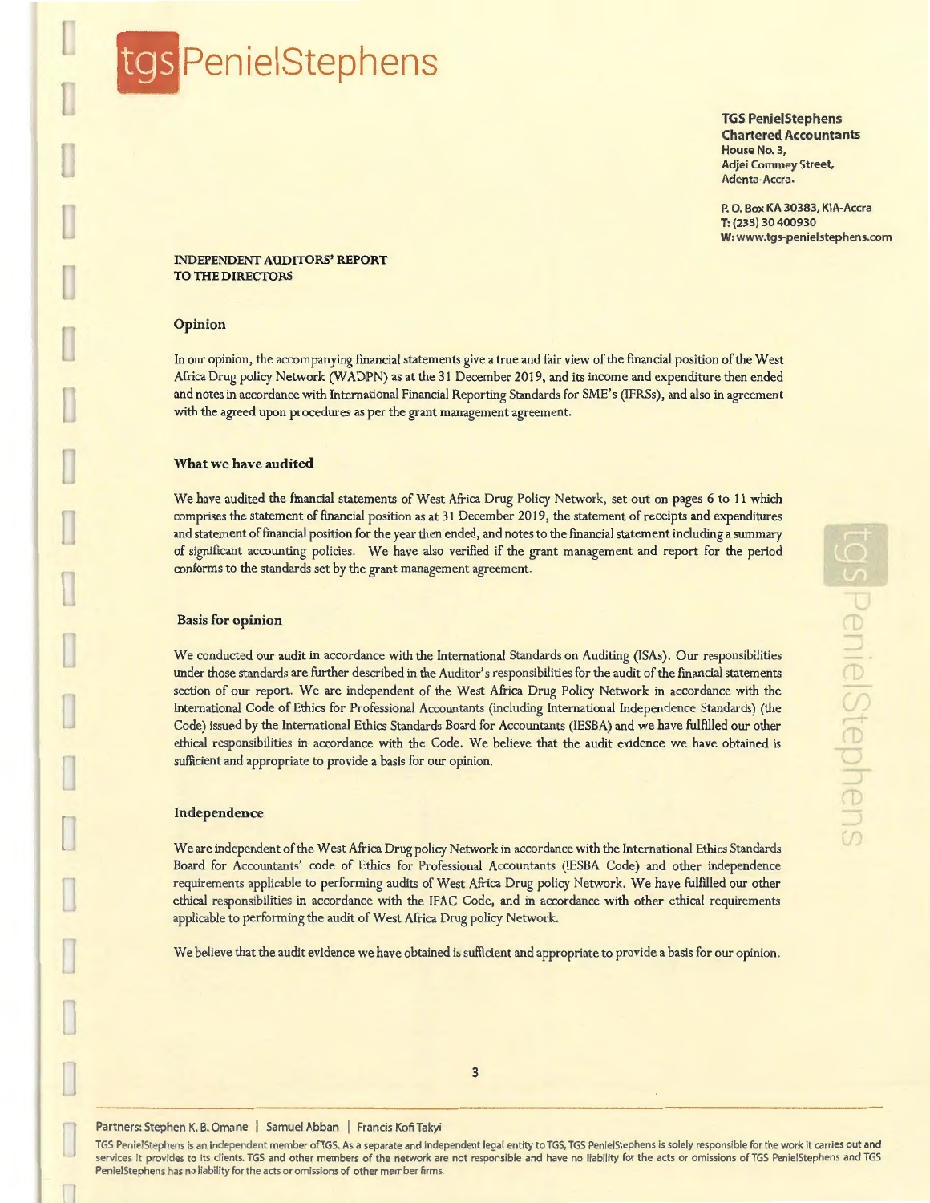tgs PenielStephens

**TGS PenielStephens**
**Chartered Accountants**
House No. 3,
Adjei Commey Street,
Adenta-Accra.

P. O. Box KA 30383, KIA-Accra
T: (233) 30 400930
W: www.tgs-penielstephens.com

**INDEPENDENT AUDITORS' REPORT**
**TO THE DIRECTORS**

## Opinion

In our opinion, the accompanying financial statements give a true and fair view of the financial position of the West Africa Drug policy Network (WADPN) as at the 31 December 2019, and its income and expenditure then ended and notes in accordance with International Financial Reporting Standards for SME's (IFRSs), and also in agreement with the agreed upon procedures as per the grant management agreement.

## What we have audited

We have audited the financial statements of West Africa Drug Policy Network, set out on pages 6 to 11 which comprises the statement of financial position as at 31 December 2019, the statement of receipts and expenditures and statement of financial position for the year then ended, and notes to the financial statement including a summary of significant accounting policies. We have also verified if the grant management and report for the period conforms to the standards set by the grant management agreement.

## Basis for opinion

We conducted our audit in accordance with the International Standards on Auditing (ISAs). Our responsibilities under those standards are further described in the Auditor's responsibilities for the audit of the financial statements section of our report. We are independent of the West Africa Drug Policy Network in accordance with the International Code of Ethics for Professional Accountants (including International Independence Standards) (the Code) issued by the International Ethics Standards Board for Accountants (IESBA) and we have fulfilled our other ethical responsibilities in accordance with the Code. We believe that the audit evidence we have obtained is sufficient and appropriate to provide a basis for our opinion.

## Independence

We are independent of the West Africa Drug policy Network in accordance with the International Ethics Standards Board for Accountants' code of Ethics for Professional Accountants (IESBA Code) and other independence requirements applicable to performing audits of West Africa Drug policy Network. We have fulfilled our other ethical responsibilities in accordance with the IFAC Code, and in accordance with other ethical requirements applicable to performing the audit of West Africa Drug policy Network.

We believe that the audit evidence we have obtained is sufficient and appropriate to provide a basis for our opinion.

Partners: Stephen K. B. Omane | Samuel Abban | Francis Kofi Takyi

TGS PenielStephens is an independent member of TGS. As a separate and independent legal entity to TGS, TGS PenielStephens is solely responsible for the work it carries out and services it provides to its clients. TGS and other members of the network are not responsible and have no liability for the acts or omissions of TGS PenielStephens and TGS PenielStephens has no liability for the acts or omissions of other member firms.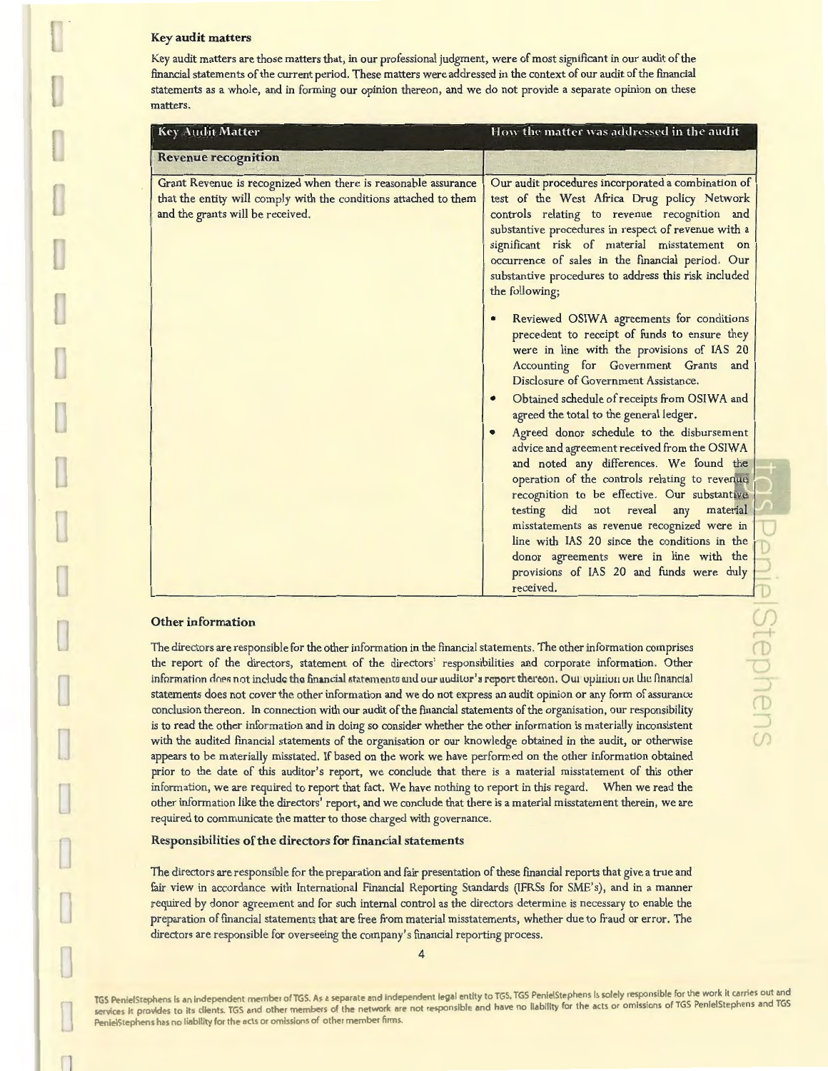### Key audit matters

Key audit matters are those matters that, in our professional judgment, were of most significant in our audit of the financial statements of the current period. These matters were addressed in the context of our audit of the financial statements as a whole, and in forming our opinion thereon, and we do not provide a separate opinion on these matters.

| Key Audit Matter | How the matter was addressed in the audit |
|---|---|
| **Revenue recognition** | |
| Grant Revenue is recognized when there is reasonable assurance that the entity will comply with the conditions attached to them and the grants will be received. | Our audit procedures incorporated a combination of test of the West Africa Drug policy Network controls relating to revenue recognition and substantive procedures in respect of revenue with a significant risk of material misstatement on occurrence of sales in the financial period. Our substantive procedures to address this risk included the following;<br><br>• Reviewed OSIWA agreements for conditions precedent to receipt of funds to ensure they were in line with the provisions of IAS 20 Accounting for Government Grants and Disclosure of Government Assistance.<br>• Obtained schedule of receipts from OSIWA and agreed the total to the general ledger.<br>• Agreed donor schedule to the disbursement advice and agreement received from the OSIWA and noted any differences. We found the operation of the controls relating to revenue recognition to be effective. Our substantive testing did not reveal any material misstatements as revenue recognized were in line with IAS 20 since the conditions in the donor agreements were in line with the provisions of IAS 20 and funds were duly received. |

### Other information

The directors are responsible for the other information in the financial statements. The other information comprises the report of the directors, statement of the directors' responsibilities and corporate information. Other information does not include the financial statements and our auditor's report thereon. Our opinion on the financial statements does not cover the other information and we do not express an audit opinion or any form of assurance conclusion thereon. In connection with our audit of the financial statements of the organisation, our responsibility is to read the other information and in doing so consider whether the other information is materially inconsistent with the audited financial statements of the organisation or our knowledge obtained in the audit, or otherwise appears to be materially misstated. If based on the work we have performed on the other information obtained prior to the date of this auditor's report, we conclude that there is a material misstatement of this other information, we are required to report that fact. We have nothing to report in this regard. When we read the other information like the directors' report, and we conclude that there is a material misstatement therein, we are required to communicate the matter to those charged with governance.

### Responsibilities of the directors for financial statements

The directors are responsible for the preparation and fair presentation of these financial reports that give a true and fair view in accordance with International Financial Reporting Standards (IFRSs for SME's), and in a manner required by donor agreement and for such internal control as the directors determine is necessary to enable the preparation of financial statements that are free from material misstatements, whether due to fraud or error. The directors are responsible for overseeing the company's financial reporting process.

TGS PenielStephens is an independent member of TGS. As a separate and independent legal entity to TGS, TGS PenielStephens is solely responsible for the work it carries out and services it provides to its clients. TGS and other members of the network are not responsible and have no liability for the acts or omissions of TGS PenielStephens and TGS PenielStephens has no liability for the acts or omissions of other member firms.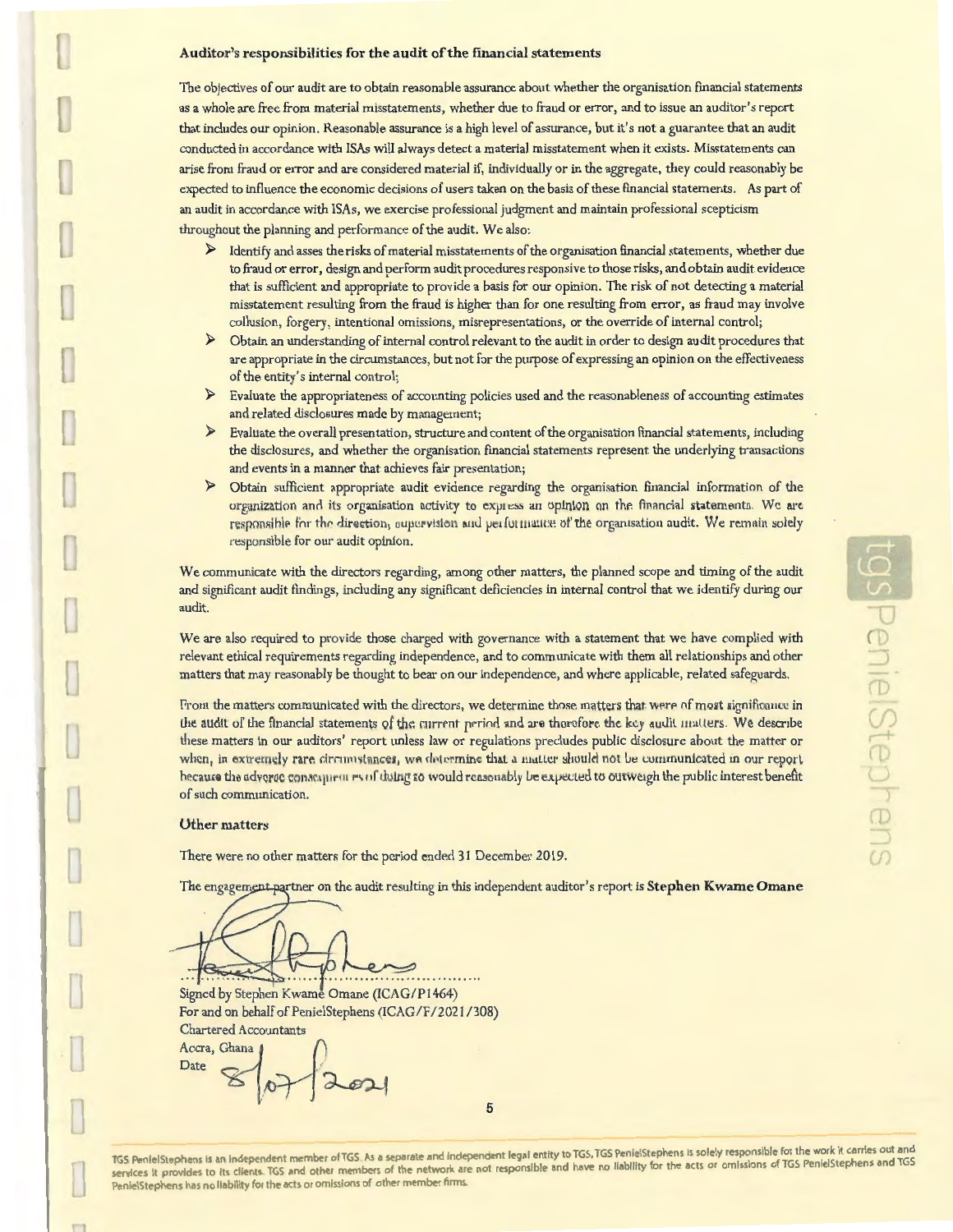#### Auditor's responsibilities for the audit of the financial statements

The objectives of our audit are to obtain reasonable assurance about whether the organisation financial statements as a whole are free from material misstatements, whether due to fraud or error, and to issue an auditor's report that includes our opinion. Reasonable assurance is a high level of assurance, but it's not a guarantee that an audit conducted in accordance with ISAs will always detect a material misstatement when it exists. Misstatements can arise from fraud or error and are considered material if, individually or in the aggregate, they could reasonably be expected to influence the economic decisions of users taken on the basis of these financial statements. As part of an audit in accordance with ISAs, we exercise professional judgment and maintain professional scepticism throughout the planning and performance of the audit. We also:

- Identify and asses the risks of material misstatements of the organisation financial statements, whether due to fraud or error, design and perform audit procedures responsive to those risks, and obtain audit evidence that is sufficient and appropriate to provide a basis for our opinion. The risk of not detecting a material misstatement resulting from the fraud is higher than for one resulting from error, as fraud may involve collusion, forgery, intentional omissions, misrepresentations, or the override of internal control;
- Obtain an understanding of internal control relevant to the audit in order to design audit procedures that are appropriate in the circumstances, but not for the purpose of expressing an opinion on the effectiveness of the entity's internal control;
- Evaluate the appropriateness of accounting policies used and the reasonableness of accounting estimates and related disclosures made by management;
- Evaluate the overall presentation, structure and content of the organisation financial statements, including the disclosures, and whether the organisation financial statements represent the underlying transactions and events in a manner that achieves fair presentation;
- Obtain sufficient appropriate audit evidence regarding the organisation financial information of the organization and its organisation activity to express an opinion on the financial statements. We are responsible for the direction, supervision and performance of the organisation audit. We remain solely responsible for our audit opinion.

We communicate with the directors regarding, among other matters, the planned scope and timing of the audit and significant audit findings, including any significant deficiencies in internal control that we identify during our audit.

We are also required to provide those charged with governance with a statement that we have complied with relevant ethical requirements regarding independence, and to communicate with them all relationships and other matters that may reasonably be thought to bear on our independence, and where applicable, related safeguards.

From the matters communicated with the directors, we determine those matters that were of most significance in the audit of the financial statements of the current period and are therefore the key audit matters. We describe these matters in our auditors' report unless law or regulations precludes public disclosure about the matter or when, in extremely rare circumstances, we determine that a matter should not be communicated in our report because the adverse consequences of doing so would reasonably be expected to outweigh the public interest benefit of such communication.

#### Other matters

There were no other matters for the period ended 31 December 2019.

The engagement partner on the audit resulting in this independent auditor's report is **Stephen Kwame Omane**

Signed by Stephen Kwame Omane (ICAG/P1464)
For and on behalf of PenielStephens (ICAG/F/2021/308)
Chartered Accountants
Accra, Ghana
Date 8/07/2021

TGS PenielStephens is an independent member of TGS. As a separate and independent legal entity to TGS, TGS PenielStephens is solely responsible for the work it carries out and services it provides to its clients. TGS and other members of the network are not responsible and have no liability for the acts or omissions of TGS PenielStephens and TGS PenielStephens has no liability for the acts or omissions of other member firms.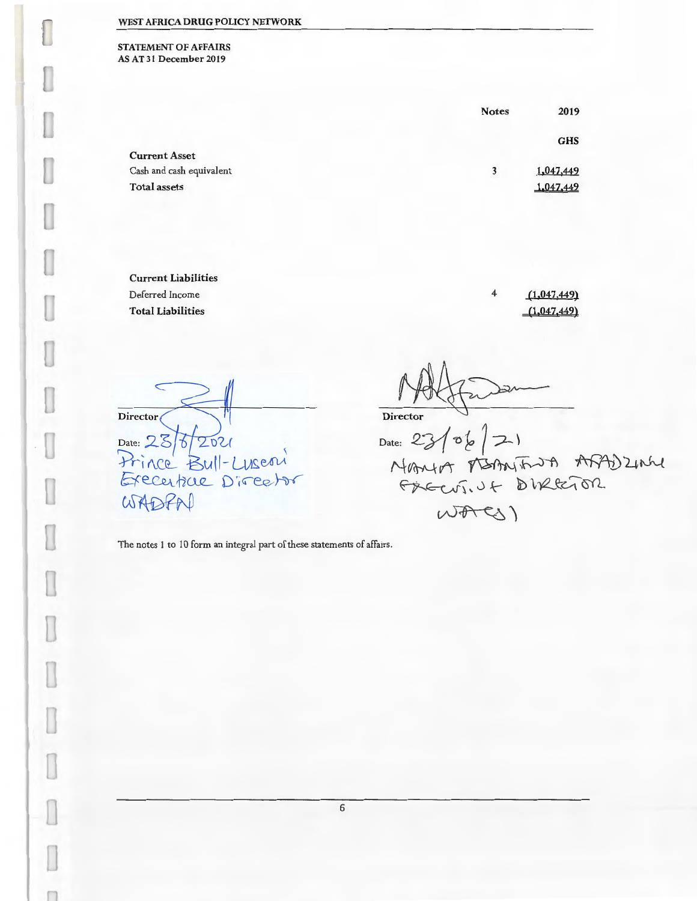WEST AFRICA DRUG POLICY NETWORK

STATEMENT OF AFFAIRS
AS AT 31 December 2019

| | Notes | 2019 |
|---|---|---|
| | | GHS |
| **Current Asset** | | |
| Cash and cash equivalent | 3 | 1,047,449 |
| **Total assets** | | 1,047,449 |
| | | |
| **Current Liabilities** | | |
| Deferred Income | 4 | (1,047,449) |
| **Total Liabilities** | | (1,047,449) |

Director
Date: 23/6/2021
Prince Bull-Luseni
Executive Director
WADPN

Director
Date: 23/06/21
NANA ABANTWA AFADZINU
EXECUTIVE DIRECTOR
WACSI

The notes 1 to 10 form an integral part of these statements of affairs.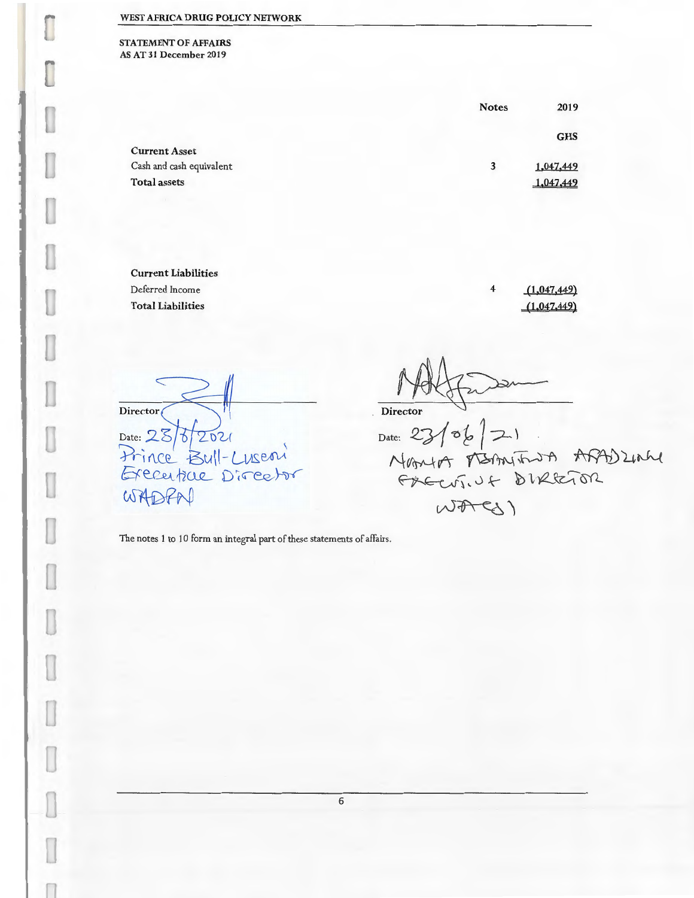WEST AFRICA DRUG POLICY NETWORK

**STATEMENT OF AFFAIRS**
**AS AT 31 December 2019**

| | Notes | 2019 |
|---|---|---|
| | | **GHS** |
| **Current Asset** | | |
| Cash and cash equivalent | 3 | 1,047,449 |
| **Total assets** | | 1,047,449 |
| | | |
| **Current Liabilities** | | |
| Deferred Income | 4 | (1,047,449) |
| **Total Liabilities** | | (1,047,449) |

Director
Date: 23/6/2021
Prince Bull-Luseni
Executive Director
WADPN

Director
Date: 23/06/21
NANA ABANTUA ARADZINA
EXECUTIVE DIRECTOR
WACSI

The notes 1 to 10 form an integral part of these statements of affairs.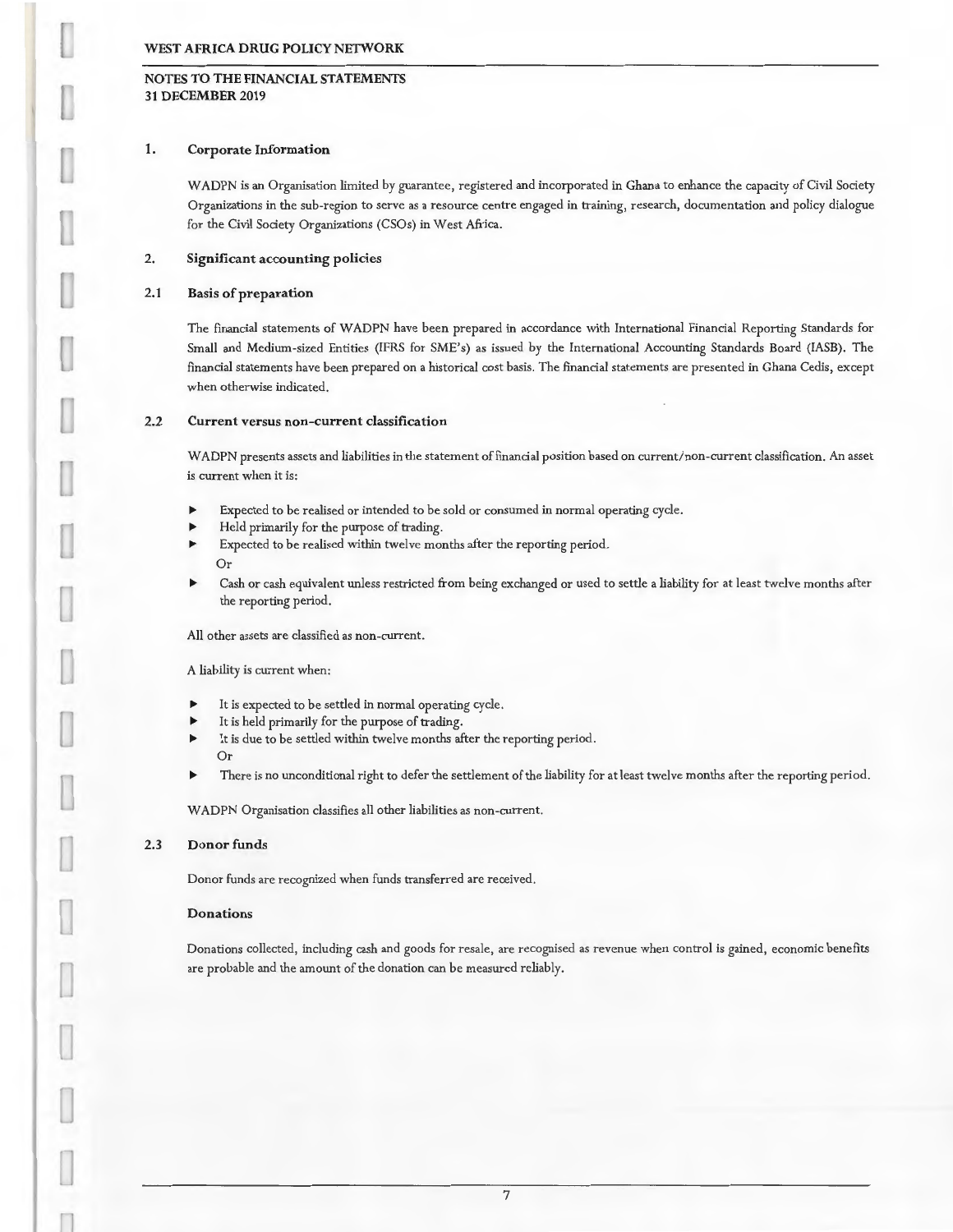# NOTES TO THE FINANCIAL STATEMENTS
## 31 DECEMBER 2019

### 1. Corporate Information

WADPN is an Organisation limited by guarantee, registered and incorporated in Ghana to enhance the capacity of Civil Society Organizations in the sub-region to serve as a resource centre engaged in training, research, documentation and policy dialogue for the Civil Society Organizations (CSOs) in West Africa.

### 2. Significant accounting policies

### 2.1 Basis of preparation

The financial statements of WADPN have been prepared in accordance with International Financial Reporting Standards for Small and Medium-sized Entities (IFRS for SME's) as issued by the International Accounting Standards Board (IASB). The financial statements have been prepared on a historical cost basis. The financial statements are presented in Ghana Cedis, except when otherwise indicated.

### 2.2 Current versus non-current classification

WADPN presents assets and liabilities in the statement of financial position based on current/non-current classification. An asset is current when it is:

- Expected to be realised or intended to be sold or consumed in normal operating cycle.
- Held primarily for the purpose of trading.
- Expected to be realised within twelve months after the reporting period.
  Or
- Cash or cash equivalent unless restricted from being exchanged or used to settle a liability for at least twelve months after the reporting period.

All other assets are classified as non-current.

A liability is current when:

- It is expected to be settled in normal operating cycle.
- It is held primarily for the purpose of trading.
- It is due to be settled within twelve months after the reporting period.
  Or
- There is no unconditional right to defer the settlement of the liability for at least twelve months after the reporting period.

WADPN Organisation classifies all other liabilities as non-current.

### 2.3 Donor funds

Donor funds are recognized when funds transferred are received.

**Donations**

Donations collected, including cash and goods for resale, are recognised as revenue when control is gained, economic benefits are probable and the amount of the donation can be measured reliably.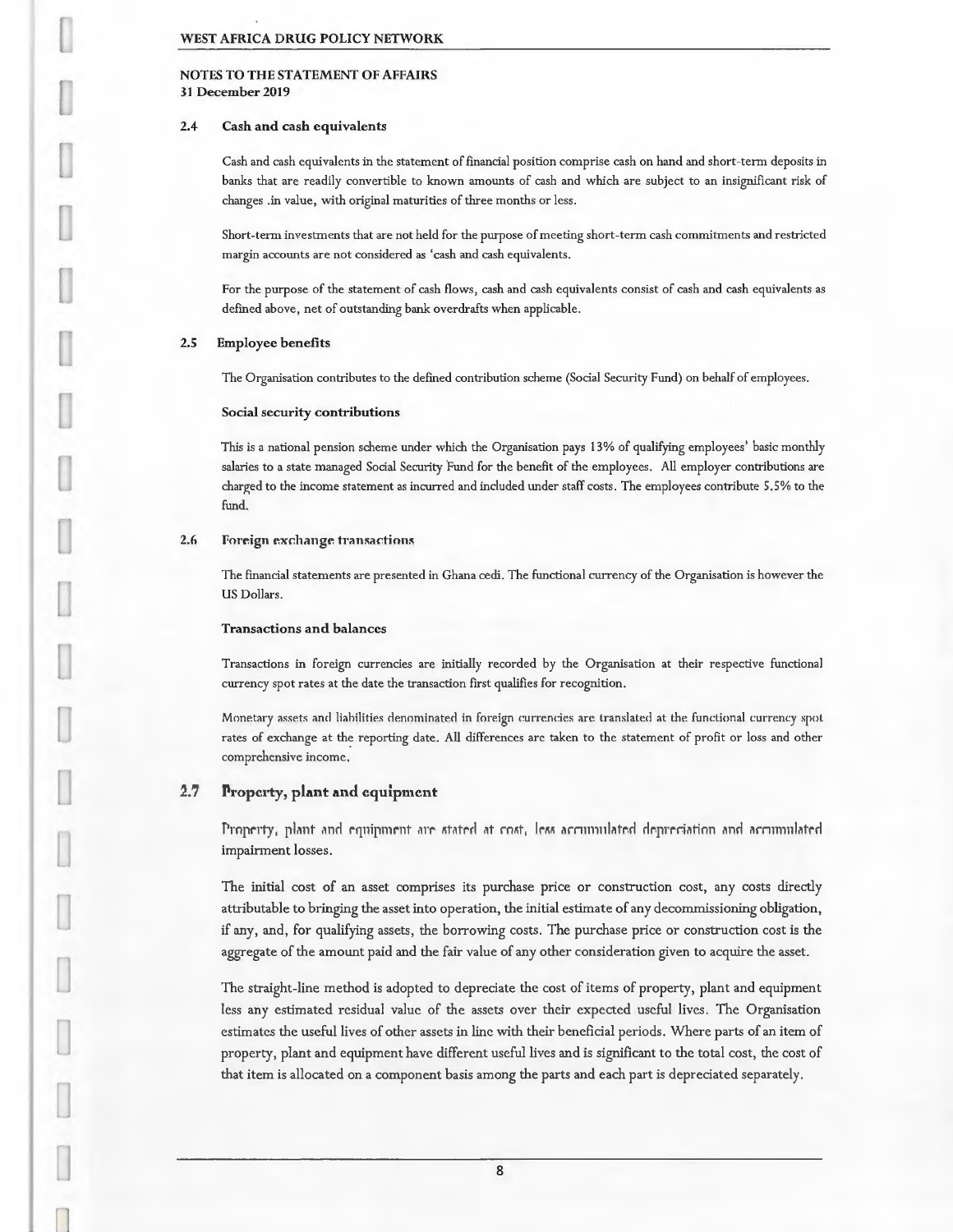NOTES TO THE STATEMENT OF AFFAIRS
31 December 2019

## 2.4 Cash and cash equivalents

Cash and cash equivalents in the statement of financial position comprise cash on hand and short-term deposits in banks that are readily convertible to known amounts of cash and which are subject to an insignificant risk of changes .in value, with original maturities of three months or less.

Short-term investments that are not held for the purpose of meeting short-term cash commitments and restricted margin accounts are not considered as 'cash and cash equivalents.

For the purpose of the statement of cash flows, cash and cash equivalents consist of cash and cash equivalents as defined above, net of outstanding bank overdrafts when applicable.

## 2.5 Employee benefits

The Organisation contributes to the defined contribution scheme (Social Security Fund) on behalf of employees.

**Social security contributions**

This is a national pension scheme under which the Organisation pays 13% of qualifying employees' basic monthly salaries to a state managed Social Security Fund for the benefit of the employees. All employer contributions are charged to the income statement as incurred and included under staff costs. The employees contribute 5.5% to the fund.

## 2.6 Foreign exchange transactions

The financial statements are presented in Ghana cedi. The functional currency of the Organisation is however the US Dollars.

**Transactions and balances**

Transactions in foreign currencies are initially recorded by the Organisation at their respective functional currency spot rates at the date the transaction first qualifies for recognition.

Monetary assets and liabilities denominated in foreign currencies are translated at the functional currency spot rates of exchange at the reporting date. All differences are taken to the statement of profit or loss and other comprehensive income.

## 2.7 Property, plant and equipment

Property, plant and equipment are stated at cost, less accumulated depreciation and accumulated impairment losses.

The initial cost of an asset comprises its purchase price or construction cost, any costs directly attributable to bringing the asset into operation, the initial estimate of any decommissioning obligation, if any, and, for qualifying assets, the borrowing costs. The purchase price or construction cost is the aggregate of the amount paid and the fair value of any other consideration given to acquire the asset.

The straight-line method is adopted to depreciate the cost of items of property, plant and equipment less any estimated residual value of the assets over their expected useful lives. The Organisation estimates the useful lives of other assets in line with their beneficial periods. Where parts of an item of property, plant and equipment have different useful lives and is significant to the total cost, the cost of that item is allocated on a component basis among the parts and each part is depreciated separately.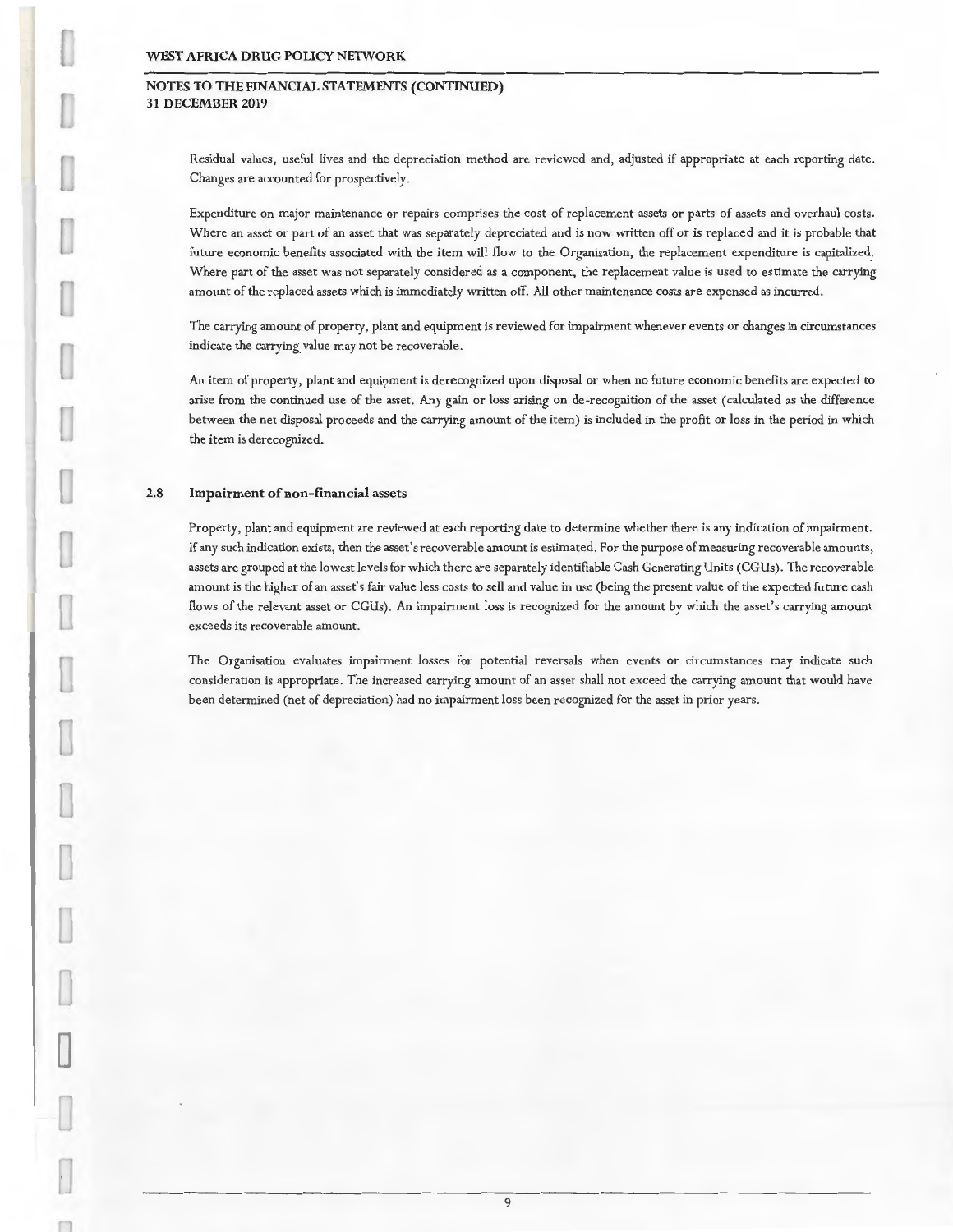Residual values, useful lives and the depreciation method are reviewed and, adjusted if appropriate at each reporting date. Changes are accounted for prospectively.

Expenditure on major maintenance or repairs comprises the cost of replacement assets or parts of assets and overhaul costs. Where an asset or part of an asset that was separately depreciated and is now written off or is replaced and it is probable that future economic benefits associated with the item will flow to the Organisation, the replacement expenditure is capitalized. Where part of the asset was not separately considered as a component, the replacement value is used to estimate the carrying amount of the replaced assets which is immediately written off. All other maintenance costs are expensed as incurred.

The carrying amount of property, plant and equipment is reviewed for impairment whenever events or changes in circumstances indicate the carrying value may not be recoverable.

An item of property, plant and equipment is derecognized upon disposal or when no future economic benefits are expected to arise from the continued use of the asset. Any gain or loss arising on de-recognition of the asset (calculated as the difference between the net disposal proceeds and the carrying amount of the item) is included in the profit or loss in the period in which the item is derecognized.

### 2.8 Impairment of non-financial assets

Property, plant and equipment are reviewed at each reporting date to determine whether there is any indication of impairment. If any such indication exists, then the asset's recoverable amount is estimated. For the purpose of measuring recoverable amounts, assets are grouped at the lowest levels for which there are separately identifiable Cash Generating Units (CGUs). The recoverable amount is the higher of an asset's fair value less costs to sell and value in use (being the present value of the expected future cash flows of the relevant asset or CGUs). An impairment loss is recognized for the amount by which the asset's carrying amount exceeds its recoverable amount.

The Organisation evaluates impairment losses for potential reversals when events or circumstances may indicate such consideration is appropriate. The increased carrying amount of an asset shall not exceed the carrying amount that would have been determined (net of depreciation) had no impairment loss been recognized for the asset in prior years.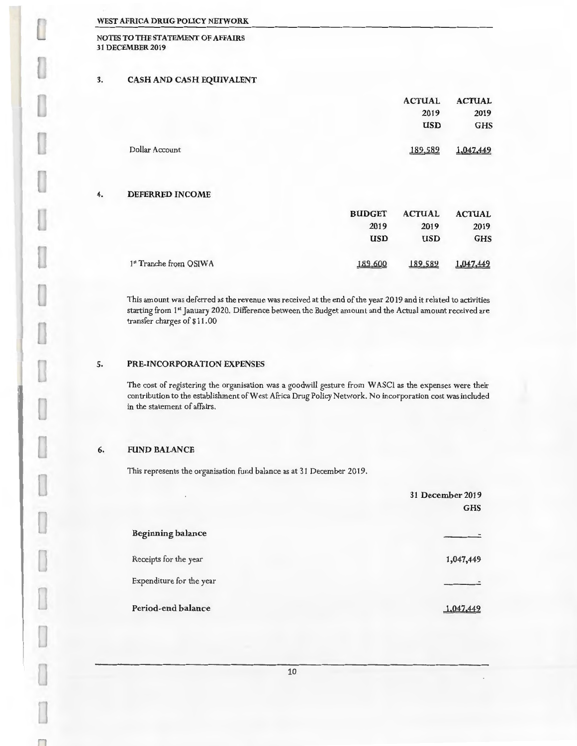## 3. CASH AND CASH EQUIVALENT

| | ACTUAL 2019 USD | ACTUAL 2019 GHS |
|---|---|---|
| Dollar Account | 189,589 | 1,047,449 |

## 4. DEFERRED INCOME

| | BUDGET 2019 USD | ACTUAL 2019 USD | ACTUAL 2019 GHS |
|---|---|---|---|
| 1st Tranche from OSIWA | 189,600 | 189,589 | 1,047,449 |

This amount was deferred as the revenue was received at the end of the year 2019 and it related to activities starting from 1st January 2020. Difference between the Budget amount and the Actual amount received are transfer charges of $11.00

## 5. PRE-INCORPORATION EXPENSES

The cost of registering the organisation was a goodwill gesture from WASCI as the expenses were their contribution to the establishment of West Africa Drug Policy Network. No incorporation cost was included in the statement of affairs.

## 6. FUND BALANCE

This represents the organisation fund balance as at 31 December 2019.

| | 31 December 2019 GHS |
|---|---|
| **Beginning balance** | - |
| Receipts for the year | 1,047,449 |
| Expenditure for the year | - |
| **Period-end balance** | 1,047,449 |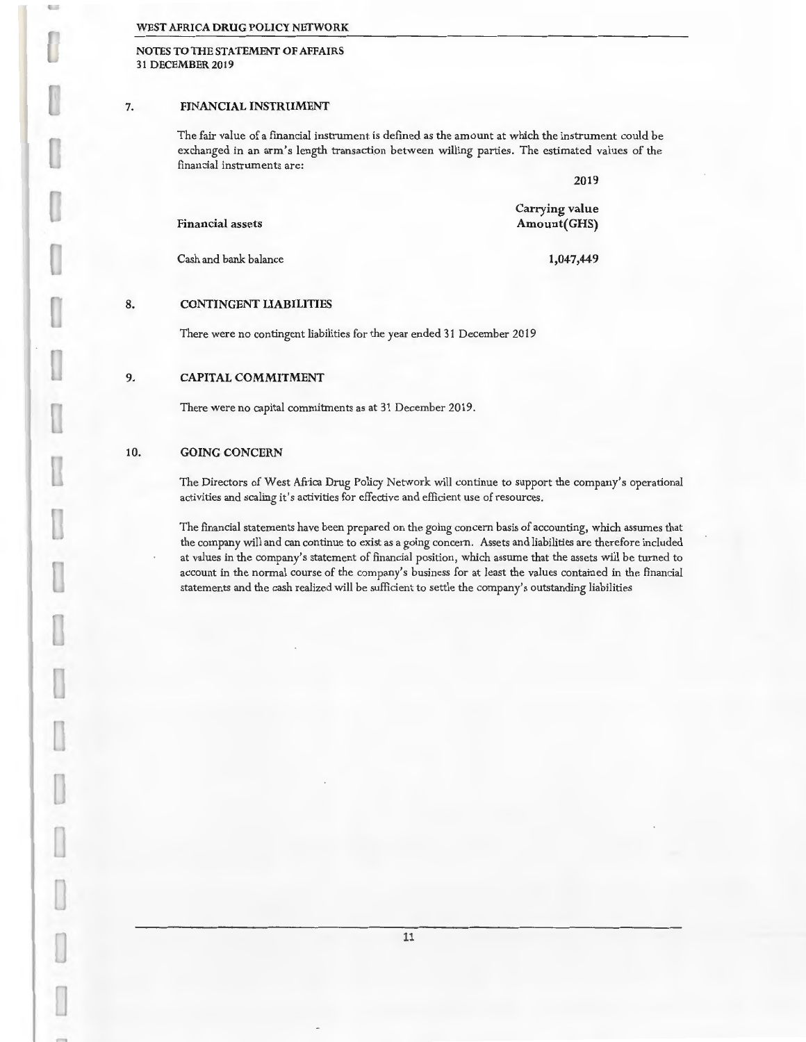## 7. FINANCIAL INSTRUMENT

The fair value of a financial instrument is defined as the amount at which the instrument could be exchanged in an arm's length transaction between willing parties. The estimated values of the financial instruments are:

| | 2019 |
|---|---|
| **Financial assets** | **Carrying value Amount(GHS)** |
| Cash and bank balance | **1,047,449** |

## 8. CONTINGENT LIABILITIES

There were no contingent liabilities for the year ended 31 December 2019

## 9. CAPITAL COMMITMENT

There were no capital commitments as at 31 December 2019.

## 10. GOING CONCERN

The Directors of West Africa Drug Policy Network will continue to support the company's operational activities and scaling it's activities for effective and efficient use of resources.

The financial statements have been prepared on the going concern basis of accounting, which assumes that the company will and can continue to exist as a going concern. Assets and liabilities are therefore included at values in the company's statement of financial position, which assume that the assets will be turned to account in the normal course of the company's business for at least the values contained in the financial statements and the cash realized will be sufficient to settle the company's outstanding liabilities